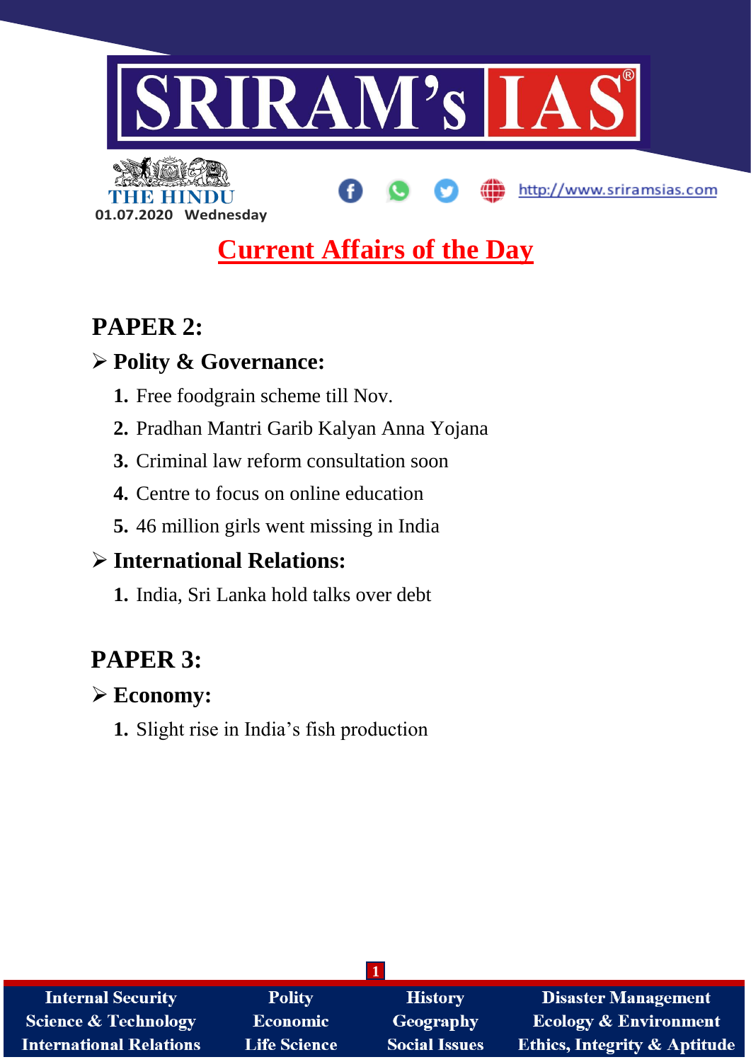# SRIRAM's IAS

THE HINDU

01.07.2020 Wednesday

http://www.sriramsias.com

## Current Affairs of the Day

## PAPER 2:

### ➢ Polity & Governance:

1. Free foodgrain scheme till Nov.
2. Pradhan Mantri Garib Kalyan Anna Yojana
3. Criminal law reform consultation soon
4. Centre to focus on online education
5. 46 million girls went missing in India

### ➢ International Relations:

1. India, Sri Lanka hold talks over debt

## PAPER 3:

### ➢ Economy:

1. Slight rise in India's fish production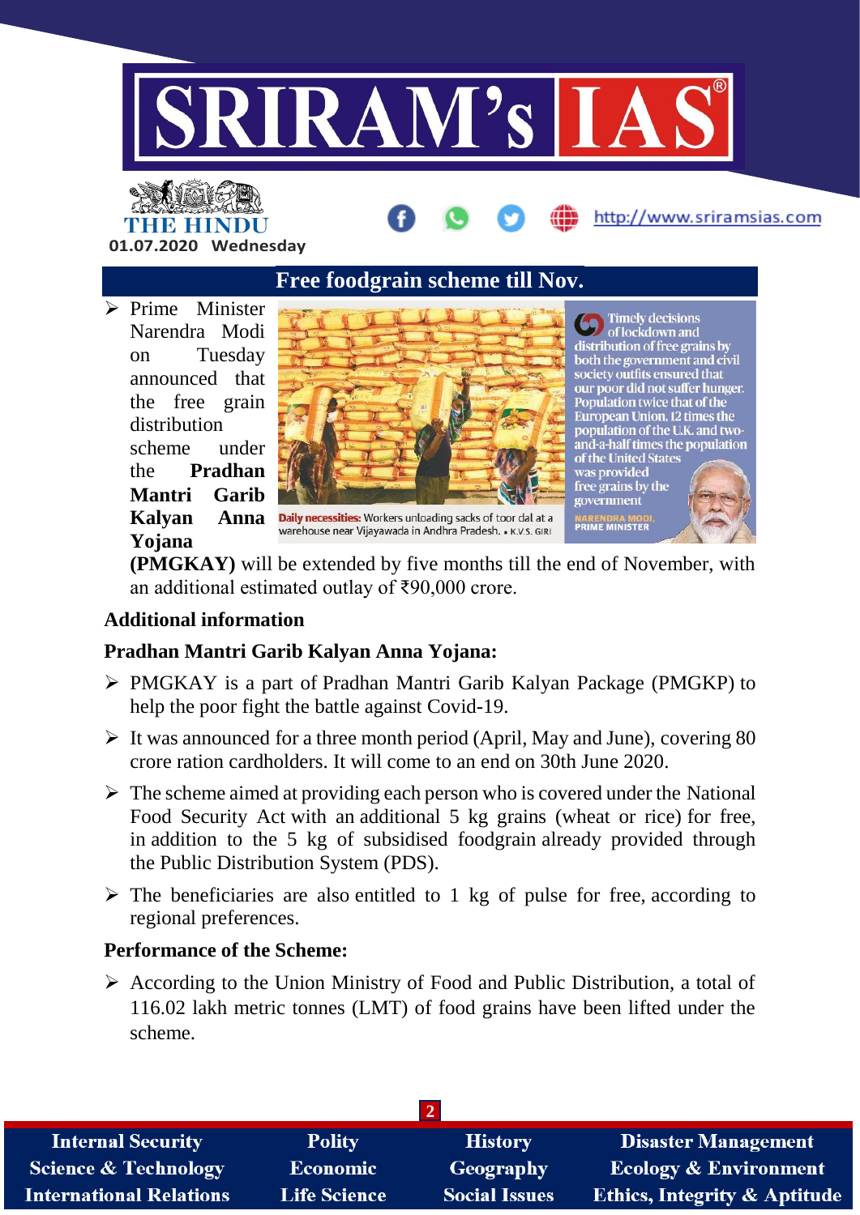## Free foodgrain scheme till Nov.

- Prime Minister Narendra Modi on Tuesday announced that the free grain distribution scheme under the **Pradhan Mantri Garib Kalyan Anna Yojana (PMGKAY)** will be extended by five months till the end of November, with an additional estimated outlay of ₹90,000 crore.

Timely decisions of lockdown and distribution of free grains by both the government and civil society outfits ensured that our poor did not suffer hunger. Population twice that of the European Union, 12 times the population of the U.K. and two-and-a-half times the population of the United States was provided free grains by the government

NARENDRA MODI, PRIME MINISTER

**Daily necessities:** Workers unloading sacks of toor dal at a warehouse near Vijayawada in Andhra Pradesh. • K.V.S. GIRI

### Additional information

### Pradhan Mantri Garib Kalyan Anna Yojana:

- PMGKAY is a part of Pradhan Mantri Garib Kalyan Package (PMGKP) to help the poor fight the battle against Covid-19.
- It was announced for a three month period (April, May and June), covering 80 crore ration cardholders. It will come to an end on 30th June 2020.
- The scheme aimed at providing each person who is covered under the National Food Security Act with an additional 5 kg grains (wheat or rice) for free, in addition to the 5 kg of subsidised foodgrain already provided through the Public Distribution System (PDS).
- The beneficiaries are also entitled to 1 kg of pulse for free, according to regional preferences.

### Performance of the Scheme:

- According to the Union Ministry of Food and Public Distribution, a total of 116.02 lakh metric tonnes (LMT) of food grains have been lifted under the scheme.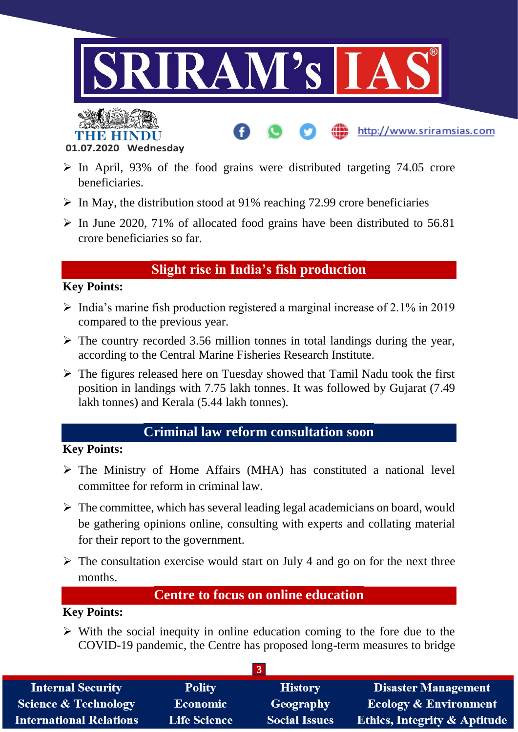- In April, 93% of the food grains were distributed targeting 74.05 crore beneficiaries.
- In May, the distribution stood at 91% reaching 72.99 crore beneficiaries
- In June 2020, 71% of allocated food grains have been distributed to 56.81 crore beneficiaries so far.

## Slight rise in India's fish production

**Key Points:**

- India's marine fish production registered a marginal increase of 2.1% in 2019 compared to the previous year.
- The country recorded 3.56 million tonnes in total landings during the year, according to the Central Marine Fisheries Research Institute.
- The figures released here on Tuesday showed that Tamil Nadu took the first position in landings with 7.75 lakh tonnes. It was followed by Gujarat (7.49 lakh tonnes) and Kerala (5.44 lakh tonnes).

## Criminal law reform consultation soon

**Key Points:**

- The Ministry of Home Affairs (MHA) has constituted a national level committee for reform in criminal law.
- The committee, which has several leading legal academicians on board, would be gathering opinions online, consulting with experts and collating material for their report to the government.
- The consultation exercise would start on July 4 and go on for the next three months.

## Centre to focus on online education

**Key Points:**

- With the social inequity in online education coming to the fore due to the COVID-19 pandemic, the Centre has proposed long-term measures to bridge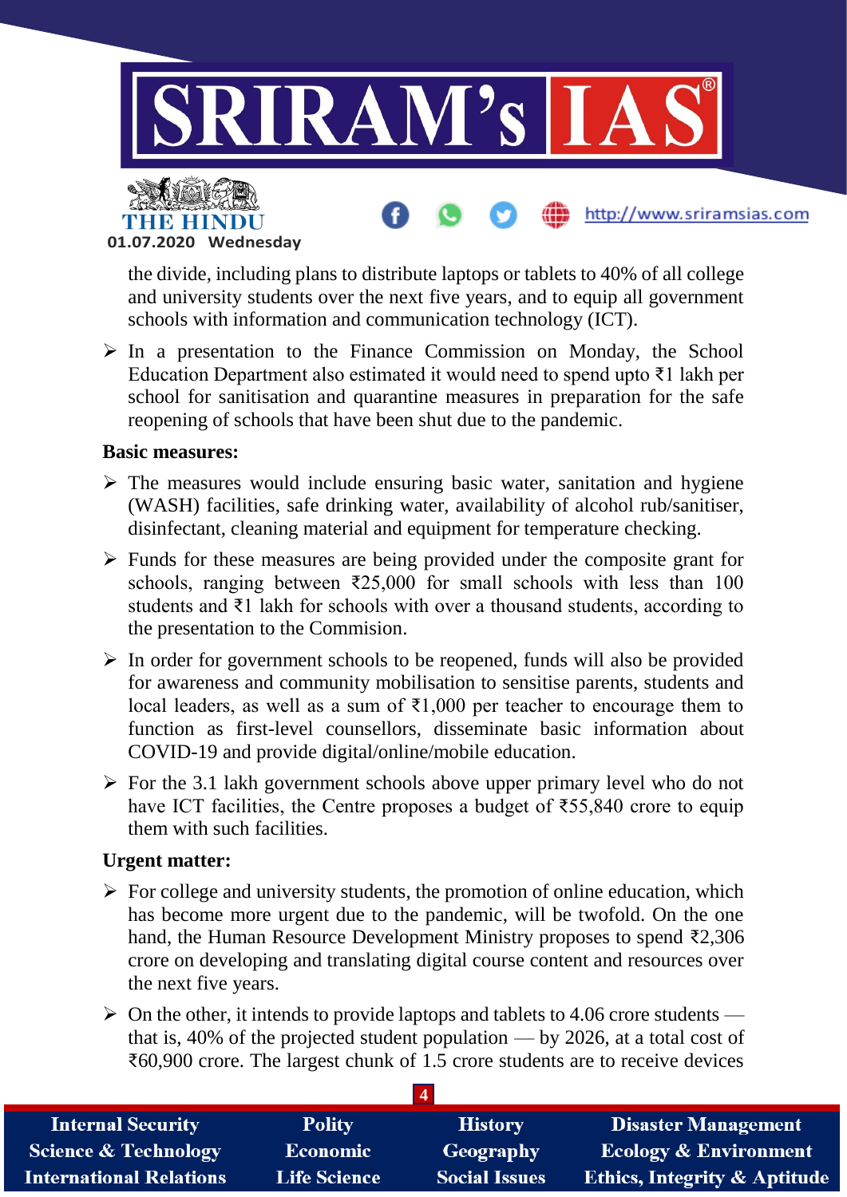the divide, including plans to distribute laptops or tablets to 40% of all college and university students over the next five years, and to equip all government schools with information and communication technology (ICT).

- In a presentation to the Finance Commission on Monday, the School Education Department also estimated it would need to spend upto ₹1 lakh per school for sanitisation and quarantine measures in preparation for the safe reopening of schools that have been shut due to the pandemic.

**Basic measures:**

- The measures would include ensuring basic water, sanitation and hygiene (WASH) facilities, safe drinking water, availability of alcohol rub/sanitiser, disinfectant, cleaning material and equipment for temperature checking.
- Funds for these measures are being provided under the composite grant for schools, ranging between ₹25,000 for small schools with less than 100 students and ₹1 lakh for schools with over a thousand students, according to the presentation to the Commision.
- In order for government schools to be reopened, funds will also be provided for awareness and community mobilisation to sensitise parents, students and local leaders, as well as a sum of ₹1,000 per teacher to encourage them to function as first-level counsellors, disseminate basic information about COVID-19 and provide digital/online/mobile education.
- For the 3.1 lakh government schools above upper primary level who do not have ICT facilities, the Centre proposes a budget of ₹55,840 crore to equip them with such facilities.

**Urgent matter:**

- For college and university students, the promotion of online education, which has become more urgent due to the pandemic, will be twofold. On the one hand, the Human Resource Development Ministry proposes to spend ₹2,306 crore on developing and translating digital course content and resources over the next five years.
- On the other, it intends to provide laptops and tablets to 4.06 crore students — that is, 40% of the projected student population — by 2026, at a total cost of ₹60,900 crore. The largest chunk of 1.5 crore students are to receive devices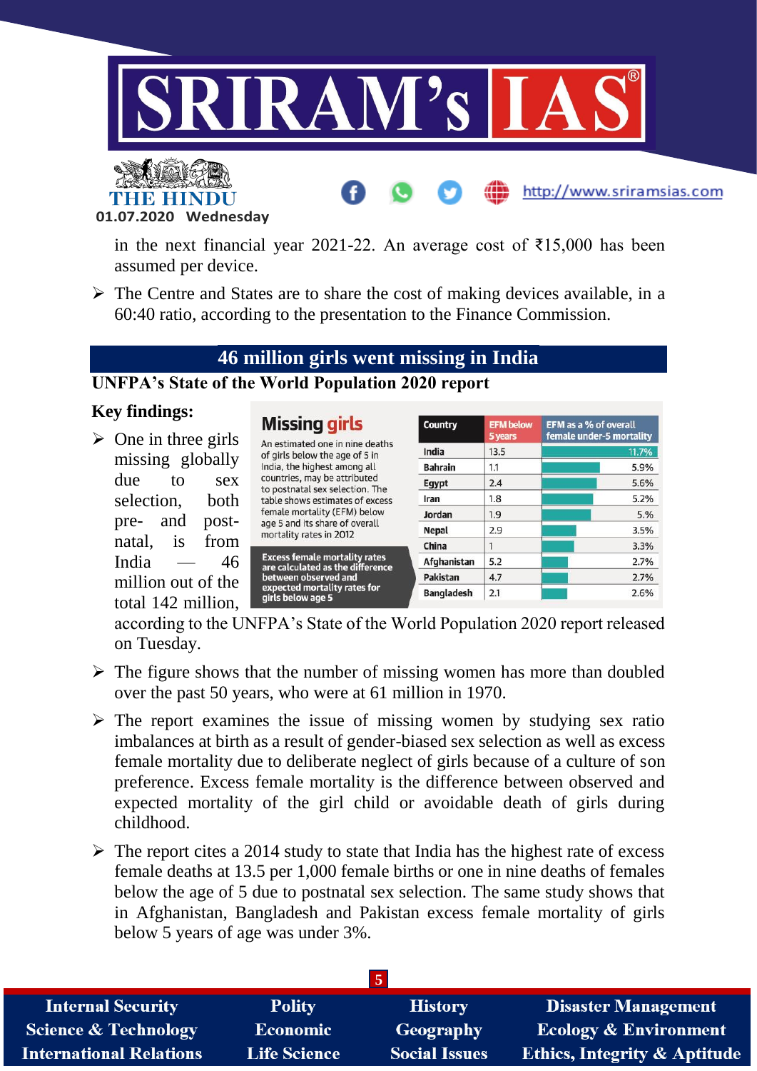in the next financial year 2021-22. An average cost of ₹15,000 has been assumed per device.

- The Centre and States are to share the cost of making devices available, in a 60:40 ratio, according to the presentation to the Finance Commission.

## 46 million girls went missing in India

### UNFPA's State of the World Population 2020 report

**Key findings:**

- One in three girls missing globally due to sex selection, both pre- and post-natal, is from India — 46 million out of the total 142 million, according to the UNFPA's State of the World Population 2020 report released on Tuesday.

**Missing girls**

An estimated one in nine deaths of girls below the age of 5 in India, the highest among all countries, may be attributed to postnatal sex selection. The table shows estimates of excess female mortality (EFM) below age 5 and its share of overall mortality rates in 2012

Excess female mortality rates are calculated as the difference between observed and expected mortality rates for girls below age 5

| Country | EFM below 5 years | EFM as a % of overall female under-5 mortality |
|---|---|---|
| India | 13.5 | 11.7% |
| Bahrain | 1.1 | 5.9% |
| Egypt | 2.4 | 5.6% |
| Iran | 1.8 | 5.2% |
| Jordan | 1.9 | 5.% |
| Nepal | 2.9 | 3.5% |
| China | 1 | 3.3% |
| Afghanistan | 5.2 | 2.7% |
| Pakistan | 4.7 | 2.7% |
| Bangladesh | 2.1 | 2.6% |

- The figure shows that the number of missing women has more than doubled over the past 50 years, who were at 61 million in 1970.
- The report examines the issue of missing women by studying sex ratio imbalances at birth as a result of gender-biased sex selection as well as excess female mortality due to deliberate neglect of girls because of a culture of son preference. Excess female mortality is the difference between observed and expected mortality of the girl child or avoidable death of girls during childhood.
- The report cites a 2014 study to state that India has the highest rate of excess female deaths at 13.5 per 1,000 female births or one in nine deaths of females below the age of 5 due to postnatal sex selection. The same study shows that in Afghanistan, Bangladesh and Pakistan excess female mortality of girls below 5 years of age was under 3%.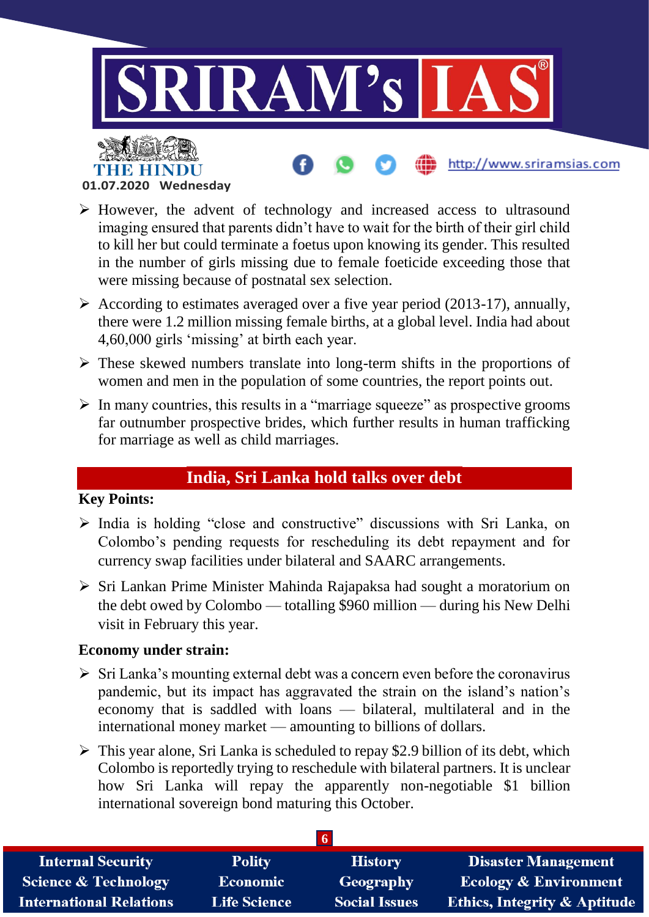- However, the advent of technology and increased access to ultrasound imaging ensured that parents didn't have to wait for the birth of their girl child to kill her but could terminate a foetus upon knowing its gender. This resulted in the number of girls missing due to female foeticide exceeding those that were missing because of postnatal sex selection.
- According to estimates averaged over a five year period (2013-17), annually, there were 1.2 million missing female births, at a global level. India had about 4,60,000 girls 'missing' at birth each year.
- These skewed numbers translate into long-term shifts in the proportions of women and men in the population of some countries, the report points out.
- In many countries, this results in a "marriage squeeze" as prospective grooms far outnumber prospective brides, which further results in human trafficking for marriage as well as child marriages.

## India, Sri Lanka hold talks over debt

**Key Points:**

- India is holding "close and constructive" discussions with Sri Lanka, on Colombo's pending requests for rescheduling its debt repayment and for currency swap facilities under bilateral and SAARC arrangements.
- Sri Lankan Prime Minister Mahinda Rajapaksa had sought a moratorium on the debt owed by Colombo — totalling $960 million — during his New Delhi visit in February this year.

**Economy under strain:**

- Sri Lanka's mounting external debt was a concern even before the coronavirus pandemic, but its impact has aggravated the strain on the island's nation's economy that is saddled with loans — bilateral, multilateral and in the international money market — amounting to billions of dollars.
- This year alone, Sri Lanka is scheduled to repay $2.9 billion of its debt, which Colombo is reportedly trying to reschedule with bilateral partners. It is unclear how Sri Lanka will repay the apparently non-negotiable $1 billion international sovereign bond maturing this October.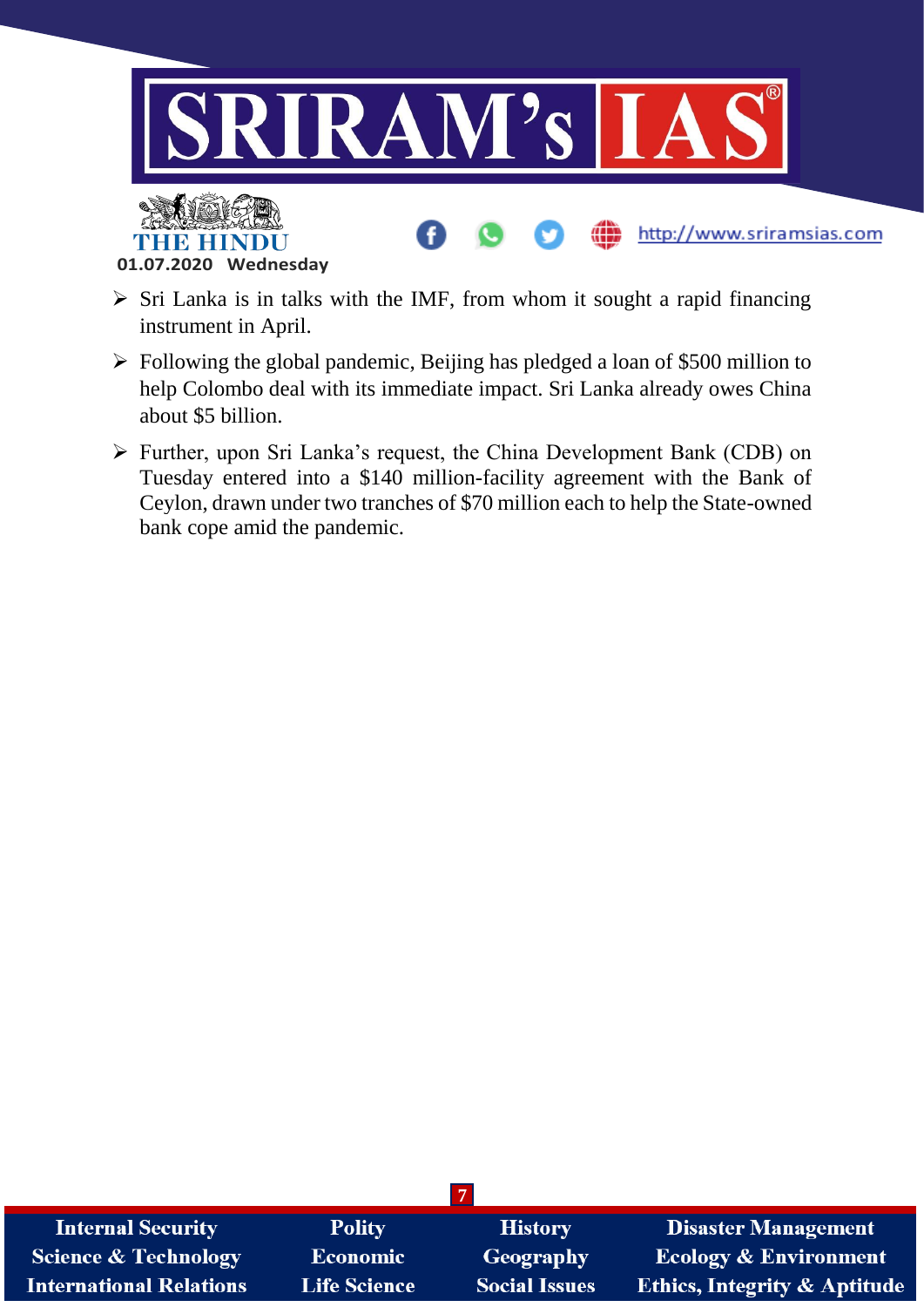- Sri Lanka is in talks with the IMF, from whom it sought a rapid financing instrument in April.
- Following the global pandemic, Beijing has pledged a loan of $500 million to help Colombo deal with its immediate impact. Sri Lanka already owes China about $5 billion.
- Further, upon Sri Lanka's request, the China Development Bank (CDB) on Tuesday entered into a $140 million-facility agreement with the Bank of Ceylon, drawn under two tranches of $70 million each to help the State-owned bank cope amid the pandemic.